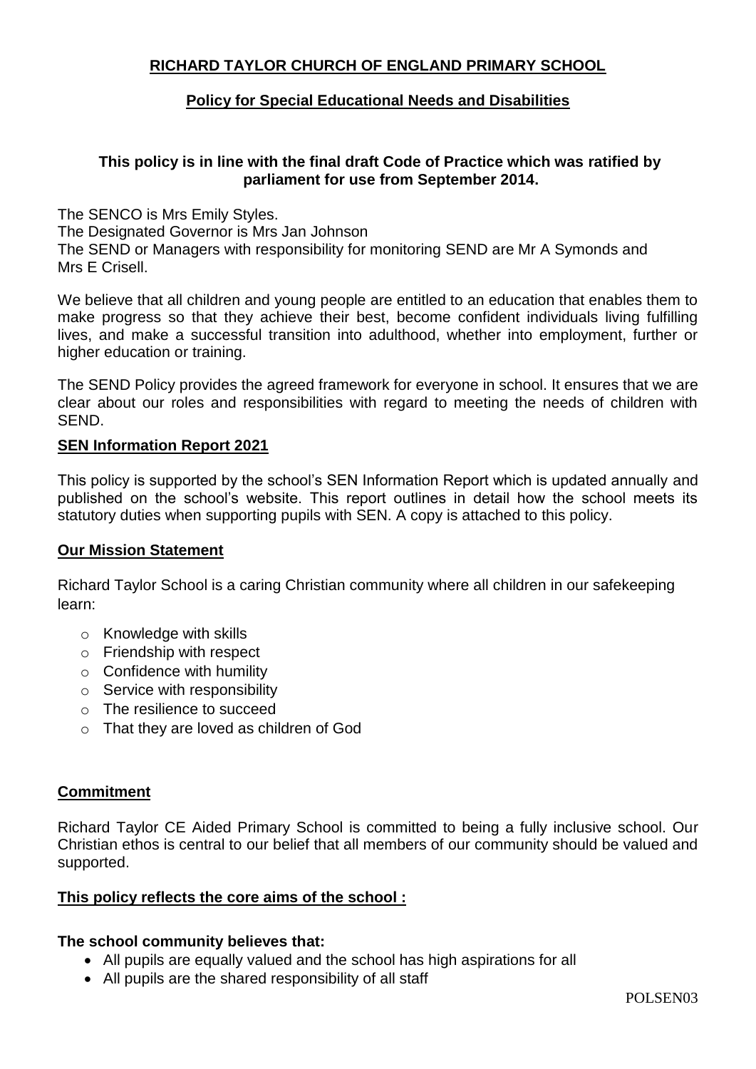# RICHARD TAYLOR CHURCH OF ENGLAND PRIMARY SCHOOL

## Policy for Special Educational Needs and Disabilities

**This policy is in line with the final draft Code of Practice which was ratified by parliament for use from September 2014.**

The SENCO is Mrs Emily Styles.
The Designated Governor is Mrs Jan Johnson
The SEND or Managers with responsibility for monitoring SEND are Mr A Symonds and Mrs E Crisell.

We believe that all children and young people are entitled to an education that enables them to make progress so that they achieve their best, become confident individuals living fulfilling lives, and make a successful transition into adulthood, whether into employment, further or higher education or training.

The SEND Policy provides the agreed framework for everyone in school. It ensures that we are clear about our roles and responsibilities with regard to meeting the needs of children with SEND.

### SEN Information Report 2021

This policy is supported by the school's SEN Information Report which is updated annually and published on the school's website. This report outlines in detail how the school meets its statutory duties when supporting pupils with SEN. A copy is attached to this policy.

### Our Mission Statement

Richard Taylor School is a caring Christian community where all children in our safekeeping learn:

- Knowledge with skills
- Friendship with respect
- Confidence with humility
- Service with responsibility
- The resilience to succeed
- That they are loved as children of God

### Commitment

Richard Taylor CE Aided Primary School is committed to being a fully inclusive school. Our Christian ethos is central to our belief that all members of our community should be valued and supported.

### This policy reflects the core aims of the school :

**The school community believes that:**

- All pupils are equally valued and the school has high aspirations for all
- All pupils are the shared responsibility of all staff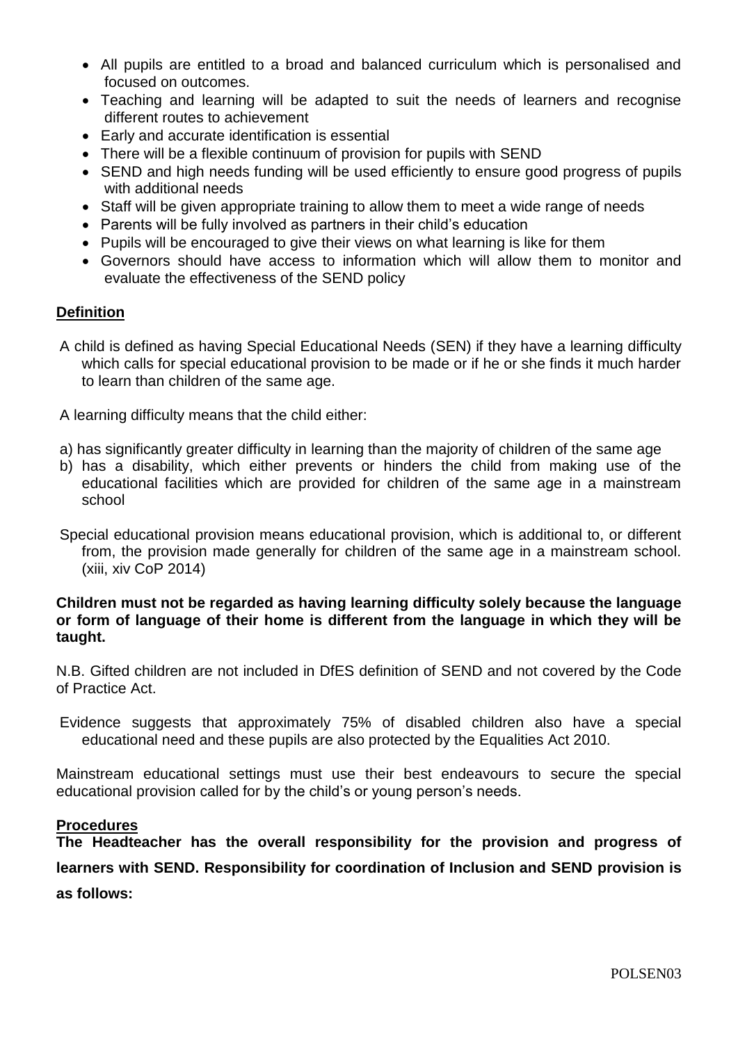- All pupils are entitled to a broad and balanced curriculum which is personalised and focused on outcomes.
- Teaching and learning will be adapted to suit the needs of learners and recognise different routes to achievement
- Early and accurate identification is essential
- There will be a flexible continuum of provision for pupils with SEND
- SEND and high needs funding will be used efficiently to ensure good progress of pupils with additional needs
- Staff will be given appropriate training to allow them to meet a wide range of needs
- Parents will be fully involved as partners in their child's education
- Pupils will be encouraged to give their views on what learning is like for them
- Governors should have access to information which will allow them to monitor and evaluate the effectiveness of the SEND policy

## Definition

A child is defined as having Special Educational Needs (SEN) if they have a learning difficulty which calls for special educational provision to be made or if he or she finds it much harder to learn than children of the same age.

A learning difficulty means that the child either:

a) has significantly greater difficulty in learning than the majority of children of the same age
b) has a disability, which either prevents or hinders the child from making use of the educational facilities which are provided for children of the same age in a mainstream school

Special educational provision means educational provision, which is additional to, or different from, the provision made generally for children of the same age in a mainstream school. (xiii, xiv CoP 2014)

**Children must not be regarded as having learning difficulty solely because the language or form of language of their home is different from the language in which they will be taught.**

N.B. Gifted children are not included in DfES definition of SEND and not covered by the Code of Practice Act.

Evidence suggests that approximately 75% of disabled children also have a special educational need and these pupils are also protected by the Equalities Act 2010.

Mainstream educational settings must use their best endeavours to secure the special educational provision called for by the child's or young person's needs.

## Procedures

**The Headteacher has the overall responsibility for the provision and progress of learners with SEND. Responsibility for coordination of Inclusion and SEND provision is as follows:**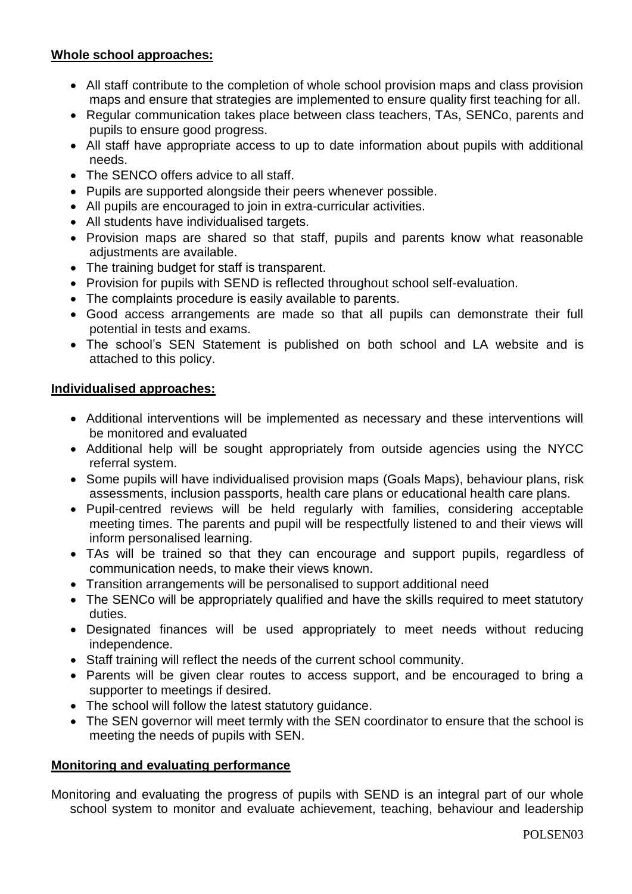**Whole school approaches:**

- All staff contribute to the completion of whole school provision maps and class provision maps and ensure that strategies are implemented to ensure quality first teaching for all.
- Regular communication takes place between class teachers, TAs, SENCo, parents and pupils to ensure good progress.
- All staff have appropriate access to up to date information about pupils with additional needs.
- The SENCO offers advice to all staff.
- Pupils are supported alongside their peers whenever possible.
- All pupils are encouraged to join in extra-curricular activities.
- All students have individualised targets.
- Provision maps are shared so that staff, pupils and parents know what reasonable adjustments are available.
- The training budget for staff is transparent.
- Provision for pupils with SEND is reflected throughout school self-evaluation.
- The complaints procedure is easily available to parents.
- Good access arrangements are made so that all pupils can demonstrate their full potential in tests and exams.
- The school's SEN Statement is published on both school and LA website and is attached to this policy.

**Individualised approaches:**

- Additional interventions will be implemented as necessary and these interventions will be monitored and evaluated
- Additional help will be sought appropriately from outside agencies using the NYCC referral system.
- Some pupils will have individualised provision maps (Goals Maps), behaviour plans, risk assessments, inclusion passports, health care plans or educational health care plans.
- Pupil-centred reviews will be held regularly with families, considering acceptable meeting times. The parents and pupil will be respectfully listened to and their views will inform personalised learning.
- TAs will be trained so that they can encourage and support pupils, regardless of communication needs, to make their views known.
- Transition arrangements will be personalised to support additional need
- The SENCo will be appropriately qualified and have the skills required to meet statutory duties.
- Designated finances will be used appropriately to meet needs without reducing independence.
- Staff training will reflect the needs of the current school community.
- Parents will be given clear routes to access support, and be encouraged to bring a supporter to meetings if desired.
- The school will follow the latest statutory guidance.
- The SEN governor will meet termly with the SEN coordinator to ensure that the school is meeting the needs of pupils with SEN.

**Monitoring and evaluating performance**

Monitoring and evaluating the progress of pupils with SEND is an integral part of our whole school system to monitor and evaluate achievement, teaching, behaviour and leadership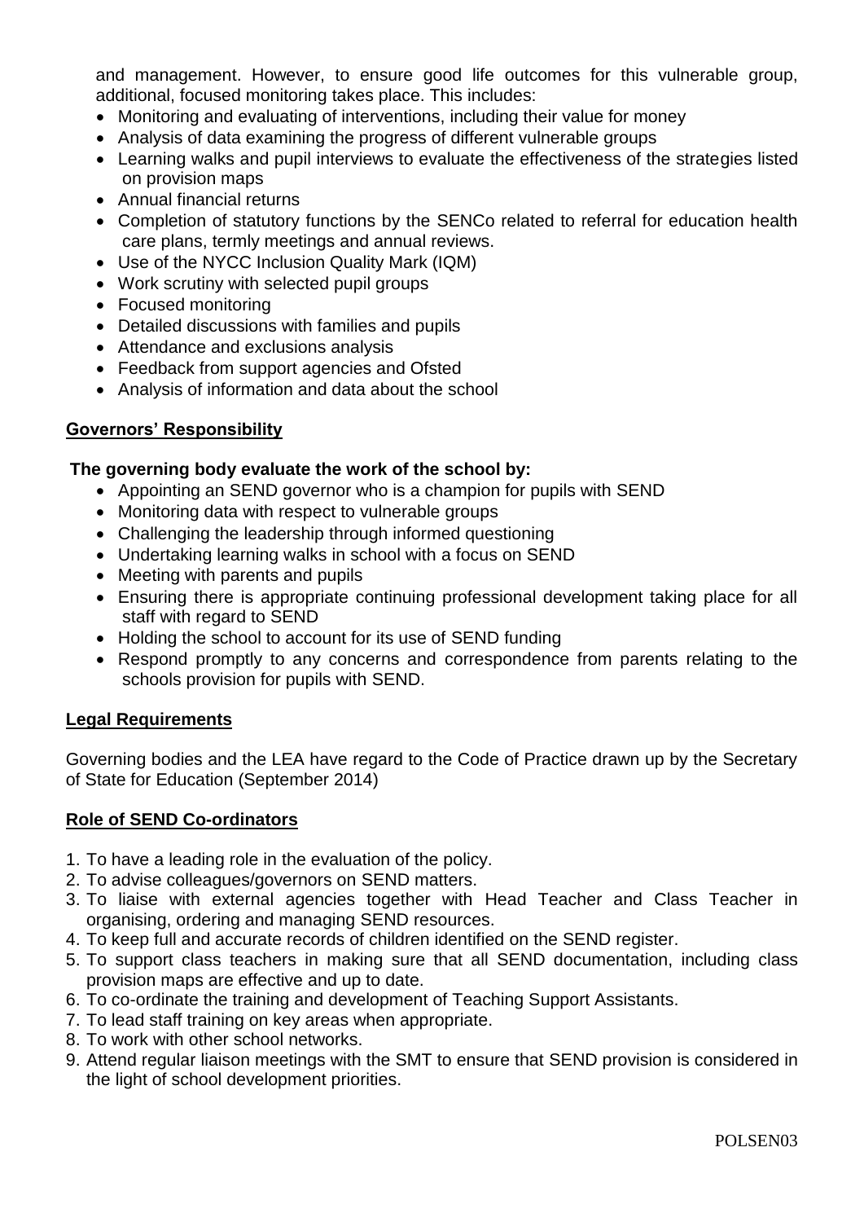and management. However, to ensure good life outcomes for this vulnerable group, additional, focused monitoring takes place. This includes:

- Monitoring and evaluating of interventions, including their value for money
- Analysis of data examining the progress of different vulnerable groups
- Learning walks and pupil interviews to evaluate the effectiveness of the strategies listed on provision maps
- Annual financial returns
- Completion of statutory functions by the SENCo related to referral for education health care plans, termly meetings and annual reviews.
- Use of the NYCC Inclusion Quality Mark (IQM)
- Work scrutiny with selected pupil groups
- Focused monitoring
- Detailed discussions with families and pupils
- Attendance and exclusions analysis
- Feedback from support agencies and Ofsted
- Analysis of information and data about the school

## Governors' Responsibility

**The governing body evaluate the work of the school by:**

- Appointing an SEND governor who is a champion for pupils with SEND
- Monitoring data with respect to vulnerable groups
- Challenging the leadership through informed questioning
- Undertaking learning walks in school with a focus on SEND
- Meeting with parents and pupils
- Ensuring there is appropriate continuing professional development taking place for all staff with regard to SEND
- Holding the school to account for its use of SEND funding
- Respond promptly to any concerns and correspondence from parents relating to the schools provision for pupils with SEND.

## Legal Requirements

Governing bodies and the LEA have regard to the Code of Practice drawn up by the Secretary of State for Education (September 2014)

## Role of SEND Co-ordinators

1. To have a leading role in the evaluation of the policy.
2. To advise colleagues/governors on SEND matters.
3. To liaise with external agencies together with Head Teacher and Class Teacher in organising, ordering and managing SEND resources.
4. To keep full and accurate records of children identified on the SEND register.
5. To support class teachers in making sure that all SEND documentation, including class provision maps are effective and up to date.
6. To co-ordinate the training and development of Teaching Support Assistants.
7. To lead staff training on key areas when appropriate.
8. To work with other school networks.
9. Attend regular liaison meetings with the SMT to ensure that SEND provision is considered in the light of school development priorities.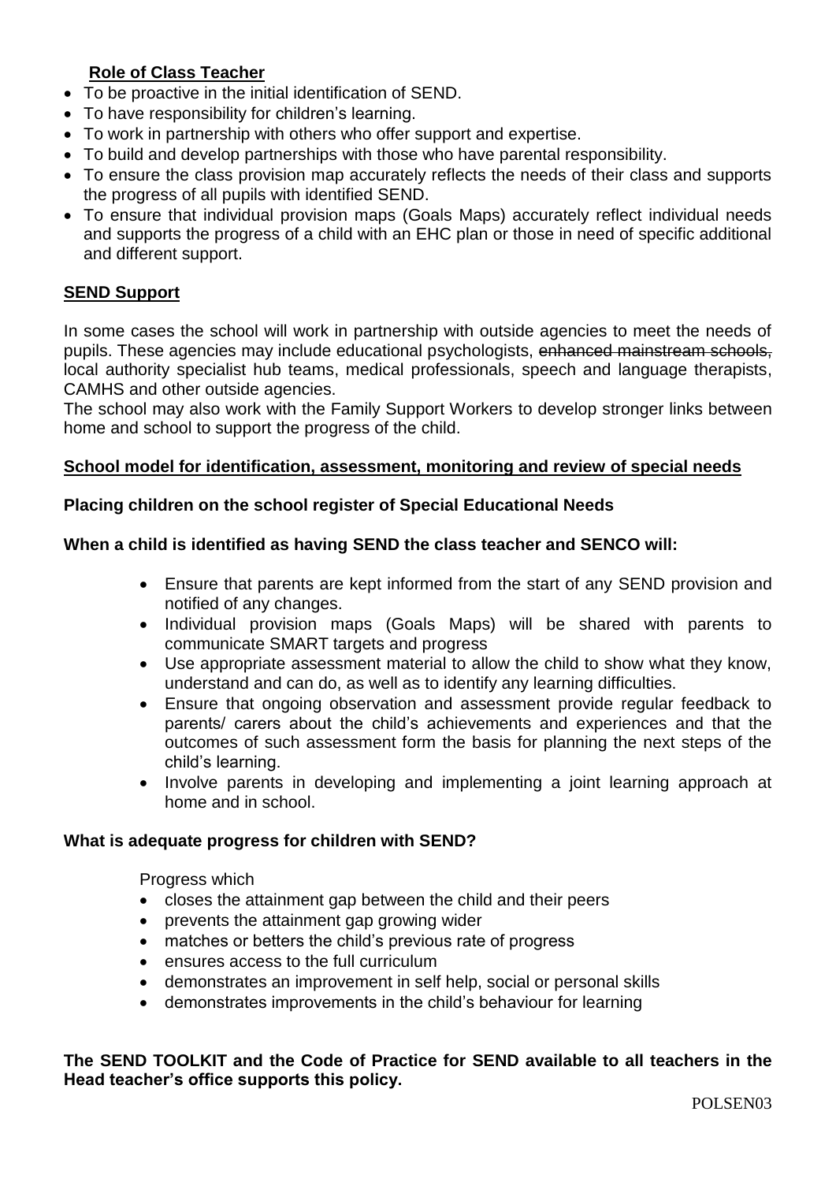**Role of Class Teacher**

- To be proactive in the initial identification of SEND.
- To have responsibility for children's learning.
- To work in partnership with others who offer support and expertise.
- To build and develop partnerships with those who have parental responsibility.
- To ensure the class provision map accurately reflects the needs of their class and supports the progress of all pupils with identified SEND.
- To ensure that individual provision maps (Goals Maps) accurately reflect individual needs and supports the progress of a child with an EHC plan or those in need of specific additional and different support.

**SEND Support**

In some cases the school will work in partnership with outside agencies to meet the needs of pupils. These agencies may include educational psychologists, ~~enhanced mainstream schools,~~ local authority specialist hub teams, medical professionals, speech and language therapists, CAMHS and other outside agencies.

The school may also work with the Family Support Workers to develop stronger links between home and school to support the progress of the child.

**School model for identification, assessment, monitoring and review of special needs**

**Placing children on the school register of Special Educational Needs**

**When a child is identified as having SEND the class teacher and SENCO will:**

- Ensure that parents are kept informed from the start of any SEND provision and notified of any changes.
- Individual provision maps (Goals Maps) will be shared with parents to communicate SMART targets and progress
- Use appropriate assessment material to allow the child to show what they know, understand and can do, as well as to identify any learning difficulties.
- Ensure that ongoing observation and assessment provide regular feedback to parents/ carers about the child's achievements and experiences and that the outcomes of such assessment form the basis for planning the next steps of the child's learning.
- Involve parents in developing and implementing a joint learning approach at home and in school.

**What is adequate progress for children with SEND?**

Progress which

- closes the attainment gap between the child and their peers
- prevents the attainment gap growing wider
- matches or betters the child's previous rate of progress
- ensures access to the full curriculum
- demonstrates an improvement in self help, social or personal skills
- demonstrates improvements in the child's behaviour for learning

**The SEND TOOLKIT and the Code of Practice for SEND available to all teachers in the Head teacher's office supports this policy.**

POLSEN03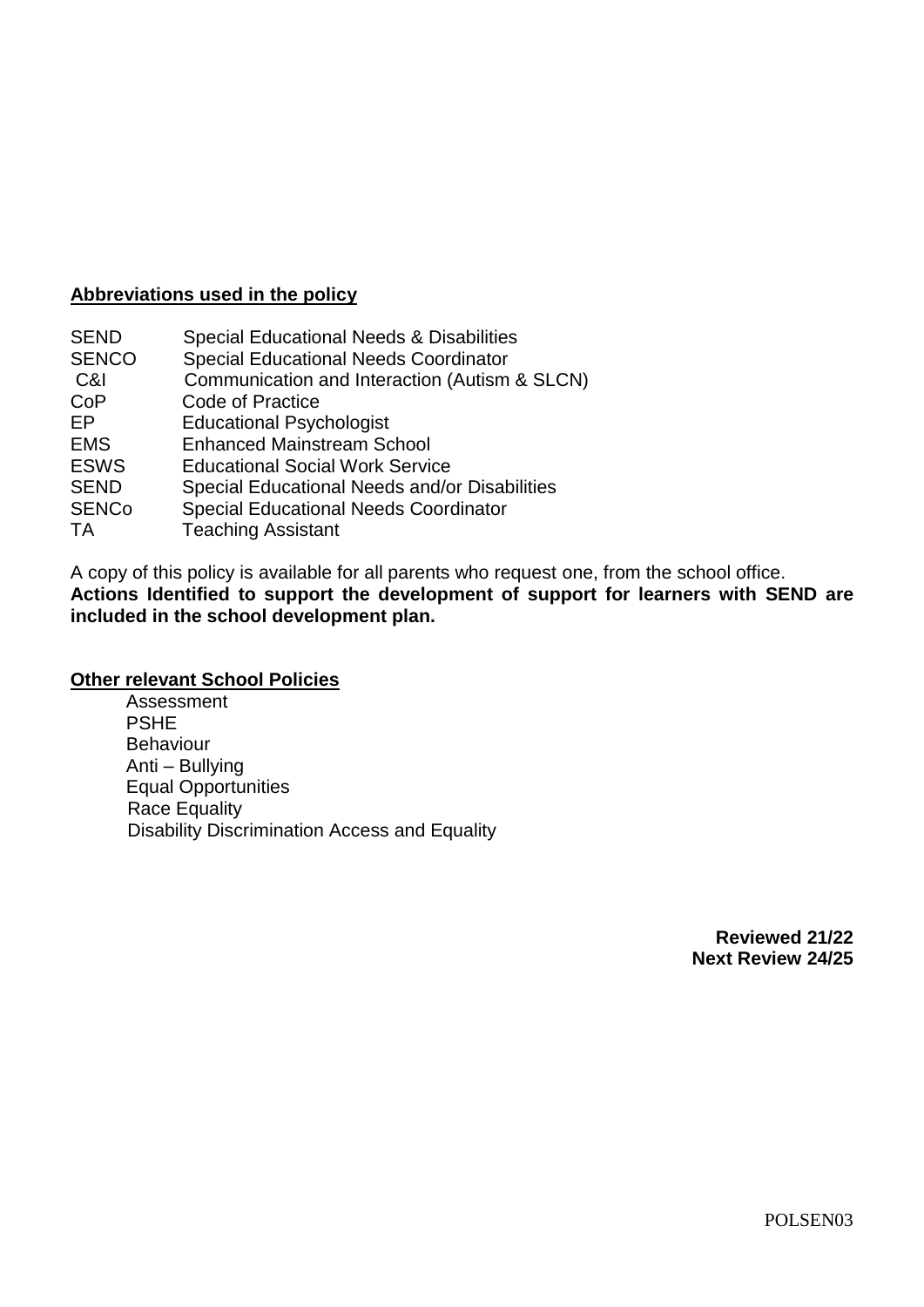**Abbreviations used in the policy**

| | |
|---|---|
| SEND | Special Educational Needs & Disabilities |
| SENCO | Special Educational Needs Coordinator |
| C&I | Communication and Interaction (Autism & SLCN) |
| CoP | Code of Practice |
| EP | Educational Psychologist |
| EMS | Enhanced Mainstream School |
| ESWS | Educational Social Work Service |
| SEND | Special Educational Needs and/or Disabilities |
| SENCo | Special Educational Needs Coordinator |
| TA | Teaching Assistant |

A copy of this policy is available for all parents who request one, from the school office.
**Actions Identified to support the development of support for learners with SEND are included in the school development plan.**

**Other relevant School Policies**

Assessment
PSHE
Behaviour
Anti – Bullying
Equal Opportunities
Race Equality
Disability Discrimination Access and Equality

**Reviewed 21/22**
**Next Review 24/25**

POLSEN03